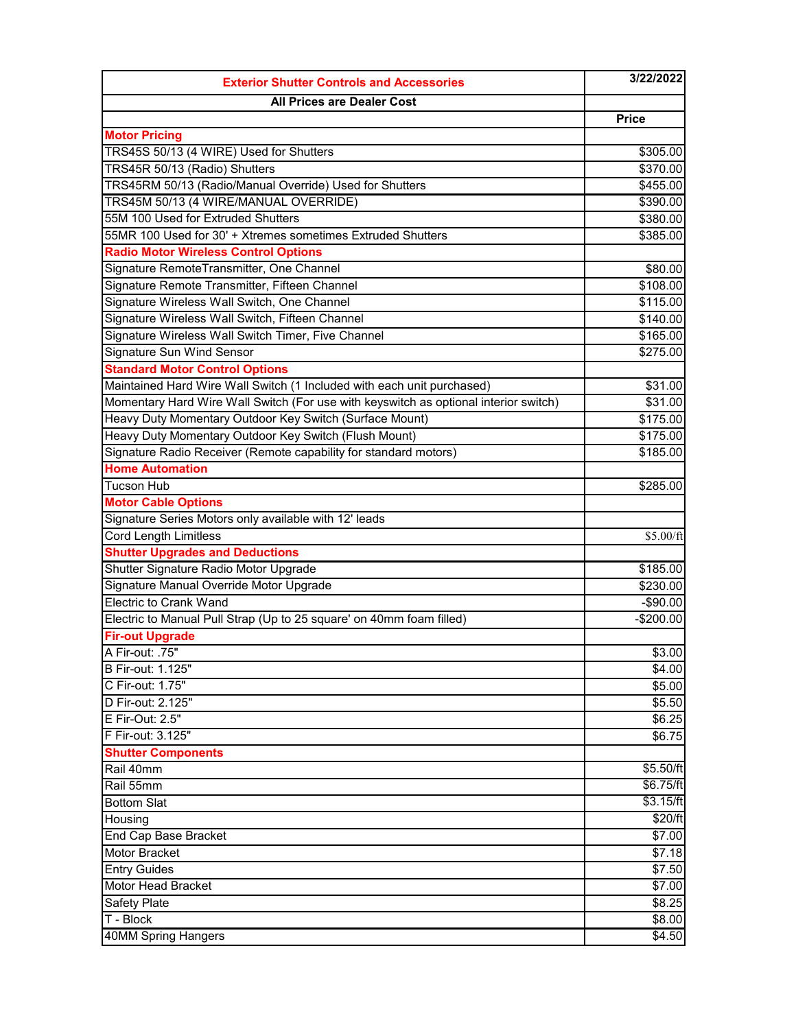| Exterior Shutter Controls and Accessories | 3/22/2022 |
|---|---|
| **All Prices are Dealer Cost** | |
| | **Price** |
| **Motor Pricing** | |
| TRS45S 50/13 (4 WIRE) Used for Shutters | $305.00 |
| TRS45R 50/13 (Radio) Shutters | $370.00 |
| TRS45RM 50/13 (Radio/Manual Override) Used for Shutters | $455.00 |
| TRS45M 50/13 (4 WIRE/MANUAL OVERRIDE) | $390.00 |
| 55M 100 Used for Extruded Shutters | $380.00 |
| 55MR 100 Used for 30' + Xtremes sometimes Extruded Shutters | $385.00 |
| **Radio Motor Wireless Control Options** | |
| Signature RemoteTransmitter, One Channel | $80.00 |
| Signature Remote Transmitter, Fifteen Channel | $108.00 |
| Signature Wireless Wall Switch, One Channel | $115.00 |
| Signature Wireless Wall Switch, Fifteen Channel | $140.00 |
| Signature Wireless Wall Switch Timer, Five Channel | $165.00 |
| Signature Sun Wind Sensor | $275.00 |
| **Standard Motor Control Options** | |
| Maintained Hard Wire Wall Switch (1 Included with each unit purchased) | $31.00 |
| Momentary Hard Wire Wall Switch (For use with keyswitch as optional interior switch) | $31.00 |
| Heavy Duty Momentary Outdoor Key Switch (Surface Mount) | $175.00 |
| Heavy Duty Momentary Outdoor Key Switch (Flush Mount) | $175.00 |
| Signature Radio Receiver (Remote capability for standard motors) | $185.00 |
| **Home Automation** | |
| Tucson Hub | $285.00 |
| **Motor Cable Options** | |
| Signature Series Motors only available with 12' leads | |
| Cord Length Limitless | $5.00/ft |
| **Shutter Upgrades and Deductions** | |
| Shutter Signature Radio Motor Upgrade | $185.00 |
| Signature Manual Override Motor Upgrade | $230.00 |
| Electric to Crank Wand | -$90.00 |
| Electric to Manual Pull Strap (Up to 25 square' on 40mm foam filled) | -$200.00 |
| **Fir-out Upgrade** | |
| A Fir-out: .75" | $3.00 |
| B Fir-out: 1.125" | $4.00 |
| C Fir-out: 1.75" | $5.00 |
| D Fir-out: 2.125" | $5.50 |
| E Fir-Out: 2.5" | $6.25 |
| F Fir-out: 3.125" | $6.75 |
| **Shutter Components** | |
| Rail 40mm | $5.50/ft |
| Rail 55mm | $6.75/ft |
| Bottom Slat | $3.15/ft |
| Housing | $20/ft |
| End Cap Base Bracket | $7.00 |
| Motor Bracket | $7.18 |
| Entry Guides | $7.50 |
| Motor Head Bracket | $7.00 |
| Safety Plate | $8.25 |
| T - Block | $8.00 |
| 40MM Spring Hangers | $4.50 |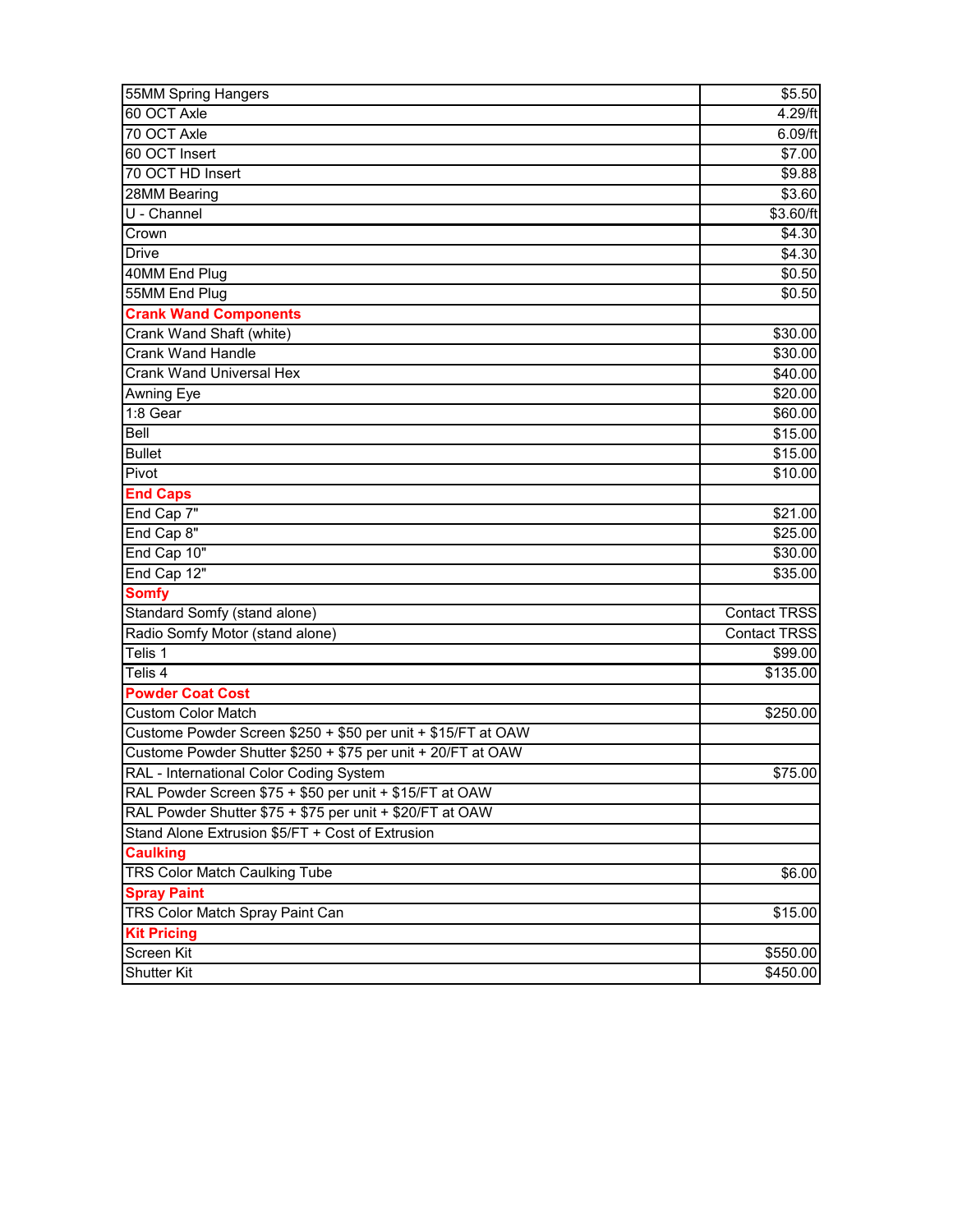| | |
|---|---|
| 55MM Spring Hangers | $5.50 |
| 60 OCT Axle | 4.29/ft |
| 70 OCT Axle | 6.09/ft |
| 60 OCT Insert | $7.00 |
| 70 OCT HD Insert | $9.88 |
| 28MM Bearing | $3.60 |
| U - Channel | $3.60/ft |
| Crown | $4.30 |
| Drive | $4.30 |
| 40MM End Plug | $0.50 |
| 55MM End Plug | $0.50 |
| **Crank Wand Components** | |
| Crank Wand Shaft (white) | $30.00 |
| Crank Wand Handle | $30.00 |
| Crank Wand Universal Hex | $40.00 |
| Awning Eye | $20.00 |
| 1:8 Gear | $60.00 |
| Bell | $15.00 |
| Bullet | $15.00 |
| Pivot | $10.00 |
| **End Caps** | |
| End Cap 7" | $21.00 |
| End Cap 8" | $25.00 |
| End Cap 10" | $30.00 |
| End Cap 12" | $35.00 |
| **Somfy** | |
| Standard Somfy (stand alone) | Contact TRSS |
| Radio Somfy Motor (stand alone) | Contact TRSS |
| Telis 1 | $99.00 |
| Telis 4 | $135.00 |
| **Powder Coat Cost** | |
| Custom Color Match | $250.00 |
| Custome Powder Screen $250 + $50 per unit + $15/FT at OAW | |
| Custome Powder Shutter $250 + $75 per unit + 20/FT at OAW | |
| RAL - International Color Coding System | $75.00 |
| RAL Powder Screen $75 + $50 per unit + $15/FT at OAW | |
| RAL Powder Shutter $75 + $75 per unit + $20/FT at OAW | |
| Stand Alone Extrusion $5/FT + Cost of Extrusion | |
| **Caulking** | |
| TRS Color Match Caulking Tube | $6.00 |
| **Spray Paint** | |
| TRS Color Match Spray Paint Can | $15.00 |
| **Kit Pricing** | |
| Screen Kit | $550.00 |
| Shutter Kit | $450.00 |